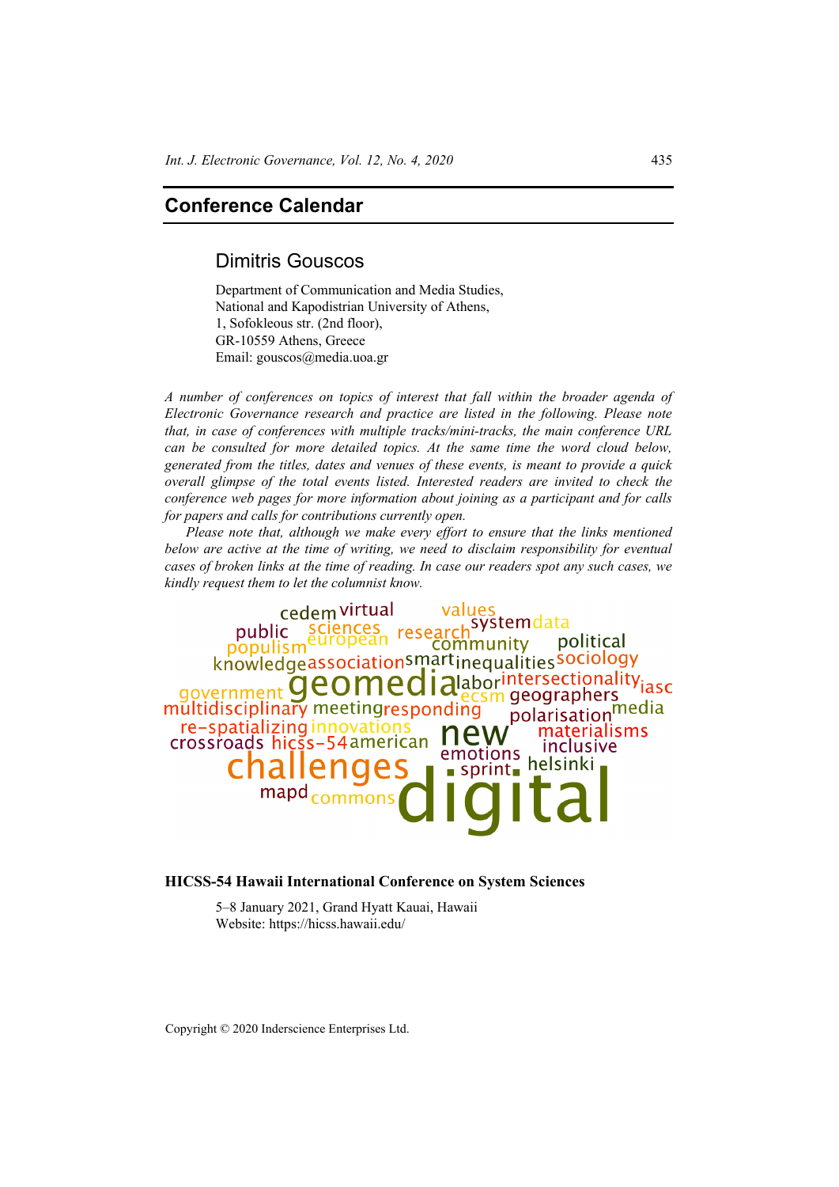## Conference Calendar

### Dimitris Gouscos

Department of Communication and Media Studies,
National and Kapodistrian University of Athens,
1, Sofokleous str. (2nd floor),
GR-10559 Athens, Greece
Email: gouscos@media.uoa.gr

*A number of conferences on topics of interest that fall within the broader agenda of Electronic Governance research and practice are listed in the following. Please note that, in case of conferences with multiple tracks/mini-tracks, the main conference URL can be consulted for more detailed topics. At the same time the word cloud below, generated from the titles, dates and venues of these events, is meant to provide a quick overall glimpse of the total events listed. Interested readers are invited to check the conference web pages for more information about joining as a participant and for calls for papers and calls for contributions currently open.*

*Please note that, although we make every effort to ensure that the links mentioned below are active at the time of writing, we need to disclaim responsibility for eventual cases of broken links at the time of reading. In case our readers spot any such cases, we kindly request them to let the columnist know.*

**HICSS-54 Hawaii International Conference on System Sciences**

5–8 January 2021, Grand Hyatt Kauai, Hawaii
Website: https://hicss.hawaii.edu/

Copyright © 2020 Inderscience Enterprises Ltd.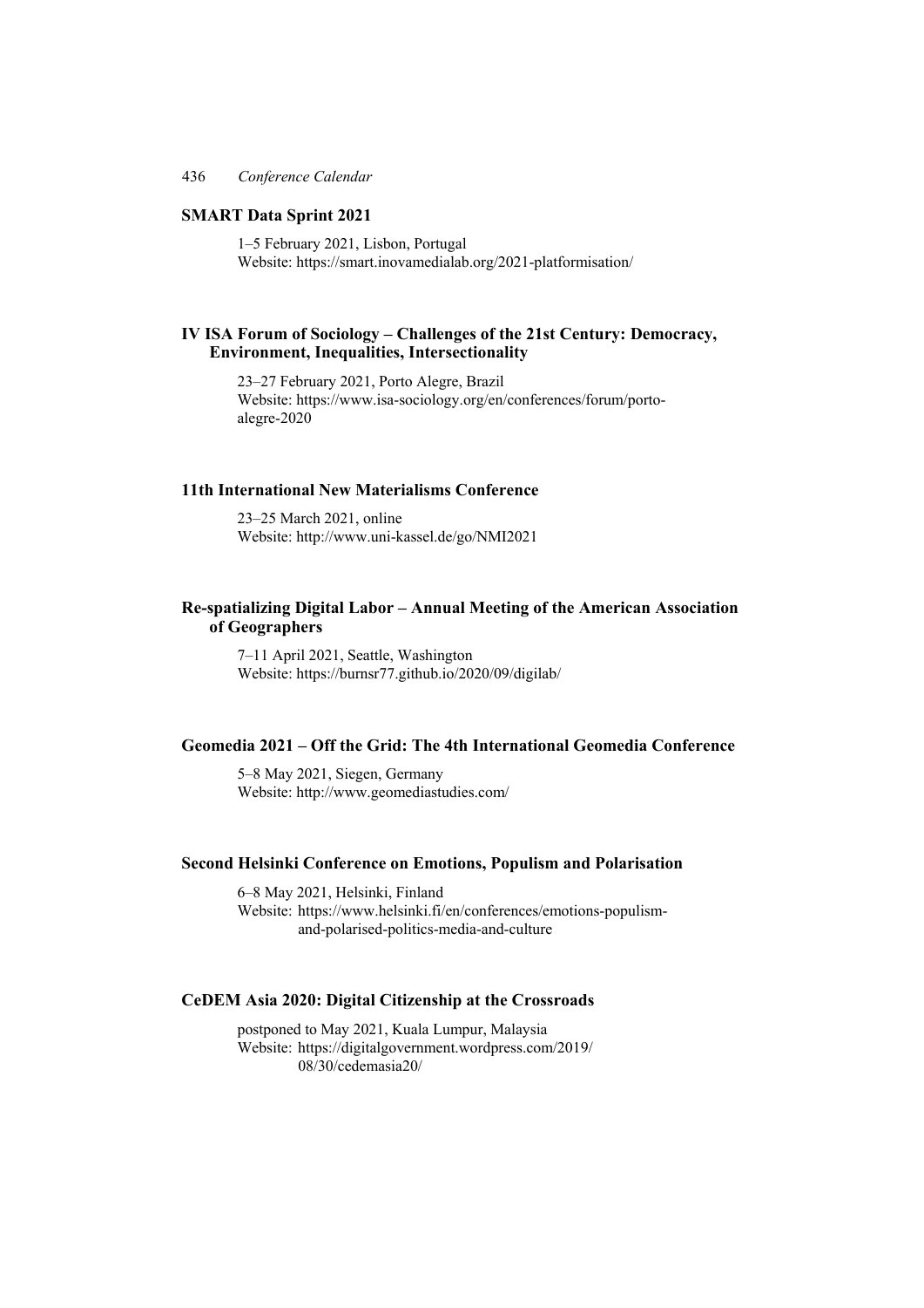### SMART Data Sprint 2021

1–5 February 2021, Lisbon, Portugal
Website: https://smart.inovamedialab.org/2021-platformisation/

### IV ISA Forum of Sociology – Challenges of the 21st Century: Democracy, Environment, Inequalities, Intersectionality

23–27 February 2021, Porto Alegre, Brazil
Website: https://www.isa-sociology.org/en/conferences/forum/porto-alegre-2020

### 11th International New Materialisms Conference

23–25 March 2021, online
Website: http://www.uni-kassel.de/go/NMI2021

### Re-spatializing Digital Labor – Annual Meeting of the American Association of Geographers

7–11 April 2021, Seattle, Washington
Website: https://burnsr77.github.io/2020/09/digilab/

### Geomedia 2021 – Off the Grid: The 4th International Geomedia Conference

5–8 May 2021, Siegen, Germany
Website: http://www.geomediastudies.com/

### Second Helsinki Conference on Emotions, Populism and Polarisation

6–8 May 2021, Helsinki, Finland
Website: https://www.helsinki.fi/en/conferences/emotions-populism-and-polarised-politics-media-and-culture

### CeDEM Asia 2020: Digital Citizenship at the Crossroads

postponed to May 2021, Kuala Lumpur, Malaysia
Website: https://digitalgovernment.wordpress.com/2019/08/30/cedemasia20/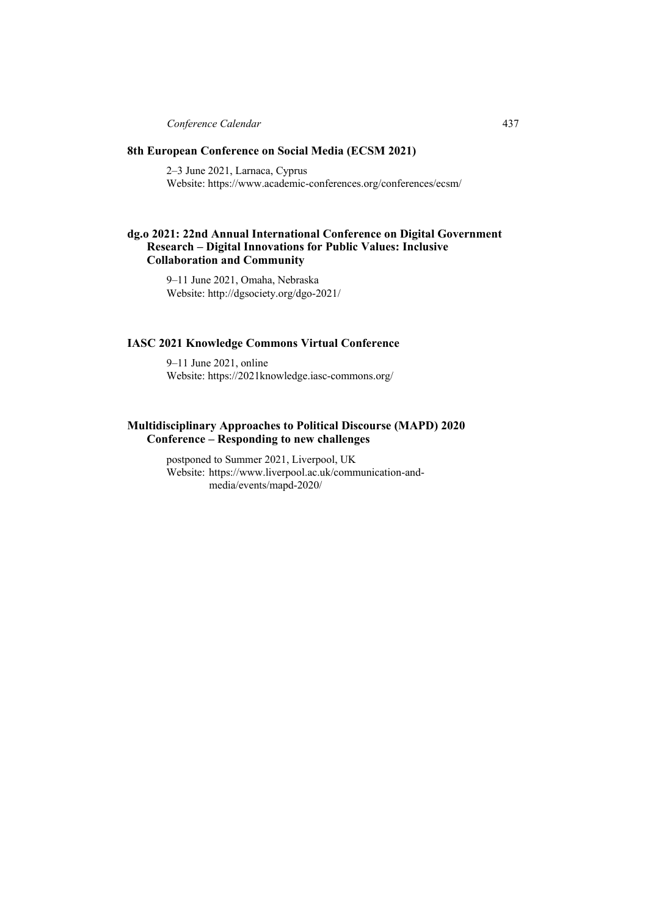**8th European Conference on Social Media (ECSM 2021)**

2–3 June 2021, Larnaca, Cyprus
Website: https://www.academic-conferences.org/conferences/ecsm/

**dg.o 2021: 22nd Annual International Conference on Digital Government Research – Digital Innovations for Public Values: Inclusive Collaboration and Community**

9–11 June 2021, Omaha, Nebraska
Website: http://dgsociety.org/dgo-2021/

**IASC 2021 Knowledge Commons Virtual Conference**

9–11 June 2021, online
Website: https://2021knowledge.iasc-commons.org/

**Multidisciplinary Approaches to Political Discourse (MAPD) 2020 Conference – Responding to new challenges**

postponed to Summer 2021, Liverpool, UK
Website: https://www.liverpool.ac.uk/communication-and-media/events/mapd-2020/